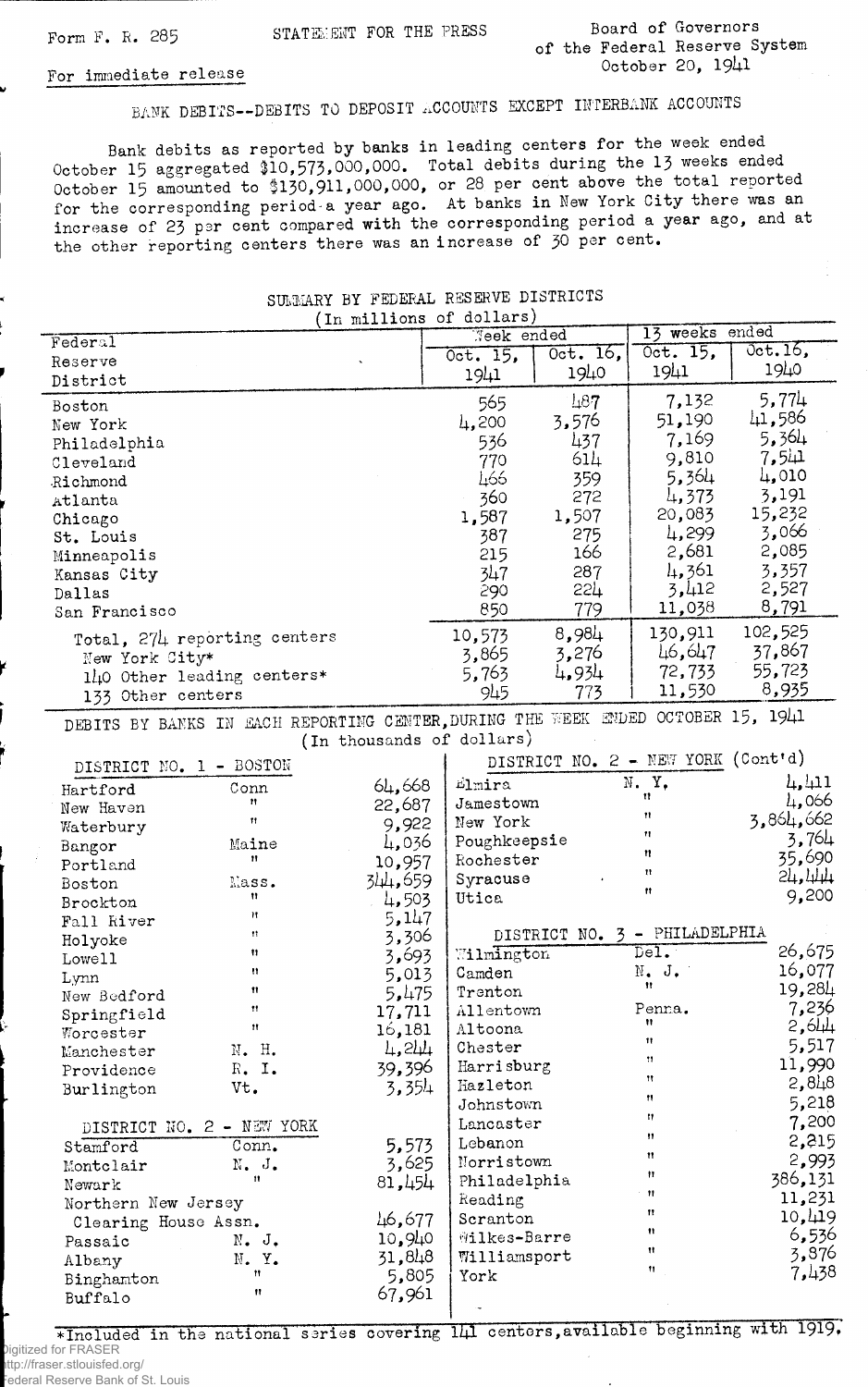Form F. R. 285

STATEMENT FOR THE PRESS

Board of Governors of the Federal Reserve System
October 20, 1941

For immediate release

## BANK DEBITS--DEBITS TO DEPOSIT ACCOUNTS EXCEPT INTERBANK ACCOUNTS

Bank debits as reported by banks in leading centers for the week ended October 15 aggregated $10,573,000,000. Total debits during the 13 weeks ended October 15 amounted to $130,911,000,000, or 28 per cent above the total reported for the corresponding period a year ago. At banks in New York City there was an increase of 23 per cent compared with the corresponding period a year ago, and at the other reporting centers there was an increase of 30 per cent.

### SUMMARY BY FEDERAL RESERVE DISTRICTS
(In millions of dollars)

| Federal Reserve District | Week ended Oct. 15, 1941 | Week ended Oct. 16, 1940 | 13 weeks ended Oct. 15, 1941 | 13 weeks ended Oct. 16, 1940 |
|---|---|---|---|---|
| Boston | 565 | 487 | 7,132 | 5,774 |
| New York | 4,200 | 3,576 | 51,190 | 41,586 |
| Philadelphia | 536 | 437 | 7,169 | 5,364 |
| Cleveland | 770 | 614 | 9,810 | 7,541 |
| Richmond | 466 | 359 | 5,364 | 4,010 |
| Atlanta | 360 | 272 | 4,373 | 3,191 |
| Chicago | 1,587 | 1,507 | 20,083 | 15,232 |
| St. Louis | 387 | 275 | 4,299 | 3,066 |
| Minneapolis | 215 | 166 | 2,681 | 2,085 |
| Kansas City | 347 | 287 | 4,361 | 3,357 |
| Dallas | 290 | 224 | 3,412 | 2,527 |
| San Francisco | 850 | 779 | 11,038 | 8,791 |
| Total, 274 reporting centers | 10,573 | 8,984 | 130,911 | 102,525 |
| New York City* | 3,865 | 3,276 | 46,647 | 37,867 |
| 140 Other leading centers* | 5,763 | 4,934 | 72,733 | 55,723 |
| 133 Other centers | 945 | 773 | 11,530 | 8,935 |

### DEBITS BY BANKS IN EACH REPORTING CENTER, DURING THE WEEK ENDED OCTOBER 15, 1941
(In thousands of dollars)

**DISTRICT NO. 1 - BOSTON**

| City | State | Debits |
|---|---|---|
| Hartford | Conn | 64,668 |
| New Haven | " | 22,687 |
| Waterbury | " | 9,922 |
| Bangor | Maine | 4,036 |
| Portland | " | 10,957 |
| Boston | Mass. | 344,659 |
| Brockton | " | 4,503 |
| Fall River | " | 5,147 |
| Holyoke | " | 3,306 |
| Lowell | " | 3,693 |
| Lynn | " | 5,013 |
| New Bedford | " | 5,475 |
| Springfield | " | 17,711 |
| Worcester | " | 16,181 |
| Manchester | N. H. | 4,244 |
| Providence | R. I. | 39,396 |
| Burlington | Vt. | 3,354 |

**DISTRICT NO. 2 - NEW YORK**

| City | State | Debits |
|---|---|---|
| Stamford | Conn. | 5,573 |
| Montclair | N. J. | 3,625 |
| Newark | " | 81,454 |
| Northern New Jersey Clearing House Assn. | | 46,677 |
| Passaic | N. J. | 10,940 |
| Albany | N. Y. | 31,848 |
| Binghamton | " | 5,805 |
| Buffalo | " | 67,961 |

**DISTRICT NO. 2 - NEW YORK (Cont'd)**

| City | State | Debits |
|---|---|---|
| Elmira | N. Y. | 4,411 |
| Jamestown | " | 4,066 |
| New York | " | 3,864,662 |
| Poughkeepsie | " | 3,764 |
| Rochester | " | 35,690 |
| Syracuse | " | 24,444 |
| Utica | " | 9,200 |

**DISTRICT NO. 3 - PHILADELPHIA**

| City | State | Debits |
|---|---|---|
| Wilmington | Del. | 26,675 |
| Camden | N. J. | 16,077 |
| Trenton | " | 19,284 |
| Allentown | Penna. | 7,236 |
| Altoona | " | 2,644 |
| Chester | " | 5,517 |
| Harrisburg | " | 11,990 |
| Hazleton | " | 2,848 |
| Johnstown | " | 5,218 |
| Lancaster | " | 7,200 |
| Lebanon | " | 2,215 |
| Norristown | " | 2,993 |
| Philadelphia | " | 386,131 |
| Reading | " | 11,231 |
| Scranton | " | 10,419 |
| Wilkes-Barre | " | 6,536 |
| Williamsport | " | 3,876 |
| York | " | 7,438 |

*Included in the national series covering 141 centers, available beginning with 1919.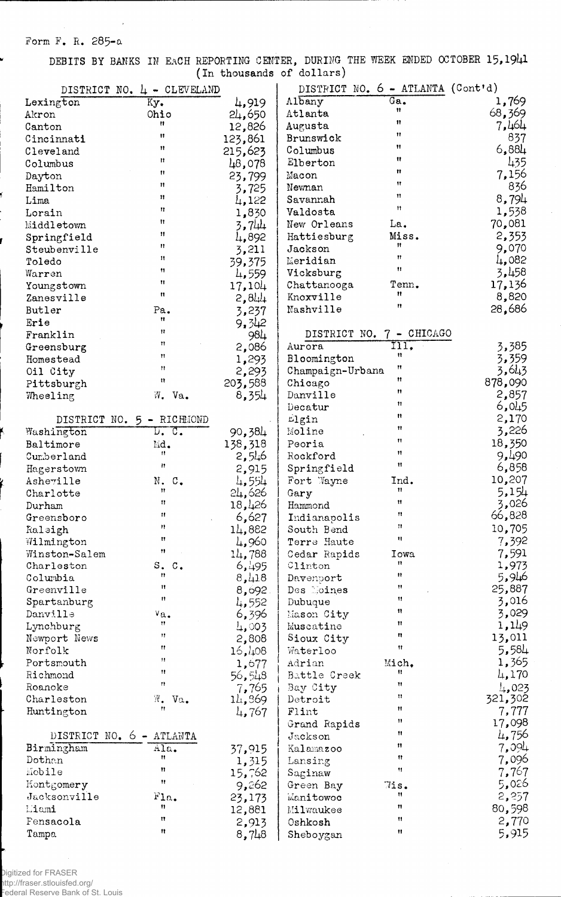Form F. R. 285-a

DEBITS BY BANKS IN EACH REPORTING CENTER, DURING THE WEEK ENDED OCTOBER 15, 1941
(In thousands of dollars)

| DISTRICT NO. 4 - CLEVELAND | | |
|---|---|---|
| Lexington | Ky. | 4,919 |
| Akron | Ohio | 24,650 |
| Canton | " | 12,826 |
| Cincinnati | " | 123,861 |
| Cleveland | " | 215,623 |
| Columbus | " | 48,078 |
| Dayton | " | 23,799 |
| Hamilton | " | 3,725 |
| Lima | " | 4,122 |
| Lorain | " | 1,830 |
| Middletown | " | 3,744 |
| Springfield | " | 4,892 |
| Steubenville | " | 3,211 |
| Toledo | " | 39,375 |
| Warren | " | 4,559 |
| Youngstown | " | 17,104 |
| Zanesville | " | 2,844 |
| Butler | Pa. | 3,237 |
| Erie | " | 9,342 |
| Franklin | " | 984 |
| Greensburg | " | 2,086 |
| Homestead | " | 1,293 |
| Oil City | " | 2,293 |
| Pittsburgh | " | 203,588 |
| Wheeling | W. Va. | 8,354 |

| DISTRICT NO. 5 - RICHMOND | | |
|---|---|---|
| Washington | D. C. | 90,384 |
| Baltimore | Md. | 138,318 |
| Cumberland | " | 2,546 |
| Hagerstown | " | 2,915 |
| Asheville | N. C. | 4,554 |
| Charlotte | " | 24,626 |
| Durham | " | 18,426 |
| Greensboro | " | 6,627 |
| Raleigh | " | 14,882 |
| Wilmington | " | 4,960 |
| Winston-Salem | " | 14,788 |
| Charleston | S. C. | 6,495 |
| Columbia | " | 8,418 |
| Greenville | " | 8,092 |
| Spartanburg | " | 4,552 |
| Danville | Va. | 6,396 |
| Lynchburg | " | 4,003 |
| Newport News | " | 2,808 |
| Norfolk | " | 16,408 |
| Portsmouth | " | 1,677 |
| Richmond | " | 56,548 |
| Roanoke | " | 7,765 |
| Charleston | W. Va. | 14,869 |
| Huntington | " | 4,767 |

| DISTRICT NO. 6 - ATLANTA | | |
|---|---|---|
| Birmingham | Ala. | 37,915 |
| Dothan | " | 1,315 |
| Mobile | " | 15,762 |
| Montgomery | " | 9,262 |
| Jacksonville | Fla. | 23,173 |
| Miami | " | 12,881 |
| Pensacola | " | 2,913 |
| Tampa | " | 8,748 |

| DISTRICT NO. 6 - ATLANTA (Cont'd) | | |
|---|---|---|
| Albany | Ga. | 1,769 |
| Atlanta | " | 68,369 |
| Augusta | " | 7,464 |
| Brunswick | " | 837 |
| Columbus | " | 6,884 |
| Elberton | " | 435 |
| Macon | " | 7,156 |
| Newnan | " | 836 |
| Savannah | " | 8,794 |
| Valdosta | " | 1,538 |
| New Orleans | La. | 70,081 |
| Hattiesburg | Miss. | 2,353 |
| Jackson | " | 9,070 |
| Meridian | " | 4,082 |
| Vicksburg | " | 3,458 |
| Chattanooga | Tenn. | 17,136 |
| Knoxville | " | 8,820 |
| Nashville | " | 28,686 |

| DISTRICT NO. 7 - CHICAGO | | |
|---|---|---|
| Aurora | Ill. | 3,385 |
| Bloomington | " | 3,359 |
| Champaign-Urbana | " | 3,643 |
| Chicago | " | 878,090 |
| Danville | " | 2,857 |
| Decatur | " | 6,045 |
| Elgin | " | 2,170 |
| Moline | " | 3,226 |
| Peoria | " | 18,350 |
| Rockford | " | 9,490 |
| Springfield | " | 6,858 |
| Fort Wayne | Ind. | 10,207 |
| Gary | " | 5,154 |
| Hammond | " | 3,026 |
| Indianapolis | " | 66,828 |
| South Bend | " | 10,705 |
| Terre Haute | " | 7,392 |
| Cedar Rapids | Iowa | 7,591 |
| Clinton | " | 1,973 |
| Davenport | " | 5,946 |
| Des Moines | " | 25,887 |
| Dubuque | " | 3,016 |
| Mason City | " | 3,029 |
| Muscatine | " | 1,149 |
| Sioux City | " | 13,011 |
| Waterloo | " | 5,584 |
| Adrian | Mich. | 1,365 |
| Battle Creek | " | 4,170 |
| Bay City | " | 4,023 |
| Detroit | " | 321,302 |
| Flint | " | 7,777 |
| Grand Rapids | " | 17,098 |
| Jackson | " | 4,756 |
| Kalamazoo | " | 7,094 |
| Lansing | " | 7,096 |
| Saginaw | " | 7,767 |
| Green Bay | Wis. | 5,026 |
| Manitowoc | " | 2,257 |
| Milwaukee | " | 80,598 |
| Oshkosh | " | 2,770 |
| Sheboygan | " | 5,915 |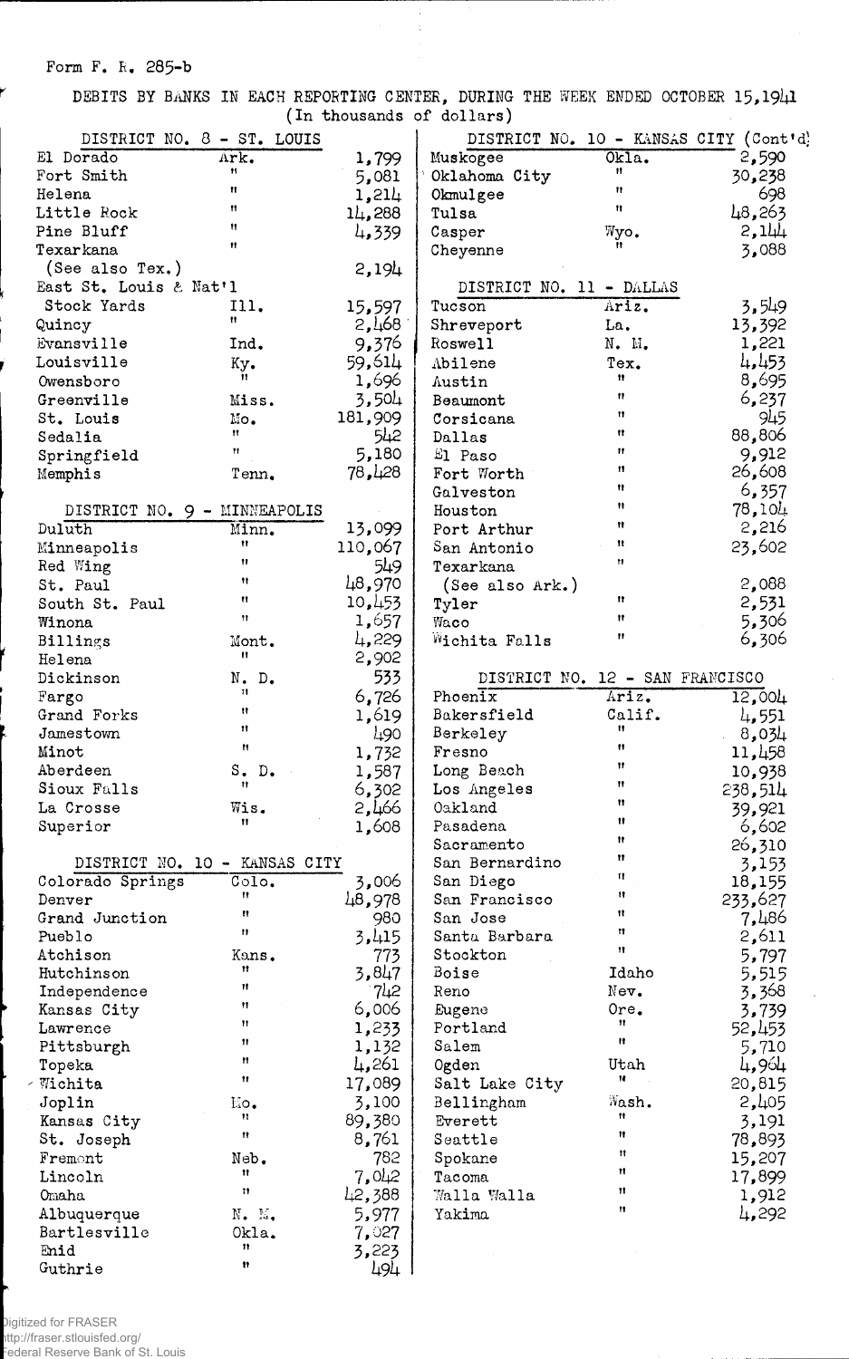Form F. R. 285-b

DEBITS BY BANKS IN EACH REPORTING CENTER, DURING THE WEEK ENDED OCTOBER 15, 1941
(In thousands of dollars)

| DISTRICT NO. 8 - ST. LOUIS | | |
|---|---|---|
| El Dorado | Ark. | 1,799 |
| Fort Smith | " | 5,081 |
| Helena | " | 1,214 |
| Little Rock | " | 14,288 |
| Pine Bluff | " | 4,339 |
| Texarkana (See also Tex.) | " | 2,194 |
| East St. Louis & Nat'l Stock Yards | Ill. | 15,597 |
| Quincy | " | 2,468 |
| Evansville | Ind. | 9,376 |
| Louisville | Ky. | 59,614 |
| Owensboro | " | 1,696 |
| Greenville | Miss. | 3,504 |
| St. Louis | Mo. | 181,909 |
| Sedalia | " | 542 |
| Springfield | " | 5,180 |
| Memphis | Tenn. | 78,428 |

| DISTRICT NO. 9 - MINNEAPOLIS | | |
|---|---|---|
| Duluth | Minn. | 13,099 |
| Minneapolis | " | 110,067 |
| Red Wing | " | 549 |
| St. Paul | " | 48,970 |
| South St. Paul | " | 10,453 |
| Winona | " | 1,657 |
| Billings | Mont. | 4,229 |
| Helena | " | 2,902 |
| Dickinson | N. D. | 533 |
| Fargo | " | 6,726 |
| Grand Forks | " | 1,619 |
| Jamestown | " | 490 |
| Minot | " | 1,732 |
| Aberdeen | S. D. | 1,587 |
| Sioux Falls | " | 6,302 |
| La Crosse | Wis. | 2,466 |
| Superior | " | 1,608 |

| DISTRICT NO. 10 - KANSAS CITY | | |
|---|---|---|
| Colorado Springs | Colo. | 3,006 |
| Denver | " | 48,978 |
| Grand Junction | " | 980 |
| Pueblo | " | 3,415 |
| Atchison | Kans. | 773 |
| Hutchinson | " | 3,847 |
| Independence | " | 742 |
| Kansas City | " | 6,006 |
| Lawrence | " | 1,233 |
| Pittsburgh | " | 1,132 |
| Topeka | " | 4,261 |
| Wichita | " | 17,089 |
| Joplin | Mo. | 3,100 |
| Kansas City | " | 89,380 |
| St. Joseph | " | 8,761 |
| Fremont | Neb. | 782 |
| Lincoln | " | 7,042 |
| Omaha | " | 42,388 |
| Albuquerque | N. M. | 5,977 |
| Bartlesville | Okla. | 7,027 |
| Enid | " | 3,223 |
| Guthrie | " | 494 |

| DISTRICT NO. 10 - KANSAS CITY (Cont'd) | | |
|---|---|---|
| Muskogee | Okla. | 2,590 |
| Oklahoma City | " | 30,238 |
| Okmulgee | " | 698 |
| Tulsa | " | 48,263 |
| Casper | Wyo. | 2,144 |
| Cheyenne | " | 3,088 |

| DISTRICT NO. 11 - DALLAS | | |
|---|---|---|
| Tucson | Ariz. | 3,549 |
| Shreveport | La. | 13,392 |
| Roswell | N. M. | 1,221 |
| Abilene | Tex. | 4,453 |
| Austin | " | 8,695 |
| Beaumont | " | 6,237 |
| Corsicana | " | 945 |
| Dallas | " | 88,806 |
| El Paso | " | 9,912 |
| Fort Worth | " | 26,608 |
| Galveston | " | 6,357 |
| Houston | " | 78,104 |
| Port Arthur | " | 2,216 |
| San Antonio | " | 23,602 |
| Texarkana (See also Ark.) | " | 2,088 |
| Tyler | " | 2,531 |
| Waco | " | 5,306 |
| Wichita Falls | " | 6,306 |

| DISTRICT NO. 12 - SAN FRANCISCO | | |
|---|---|---|
| Phoenix | Ariz. | 12,004 |
| Bakersfield | Calif. | 4,551 |
| Berkeley | " | 8,034 |
| Fresno | " | 11,458 |
| Long Beach | " | 10,938 |
| Los Angeles | " | 238,514 |
| Oakland | " | 39,921 |
| Pasadena | " | 6,602 |
| Sacramento | " | 26,310 |
| San Bernardino | " | 3,153 |
| San Diego | " | 18,155 |
| San Francisco | " | 233,627 |
| San Jose | " | 7,486 |
| Santa Barbara | " | 2,611 |
| Stockton | " | 5,797 |
| Boise | Idaho | 5,515 |
| Reno | Nev. | 3,368 |
| Eugene | Ore. | 3,739 |
| Portland | " | 52,453 |
| Salem | " | 5,710 |
| Ogden | Utah | 4,964 |
| Salt Lake City | " | 20,815 |
| Bellingham | Wash. | 2,405 |
| Everett | " | 3,191 |
| Seattle | " | 78,893 |
| Spokane | " | 15,207 |
| Tacoma | " | 17,899 |
| Walla Walla | " | 1,912 |
| Yakima | " | 4,292 |